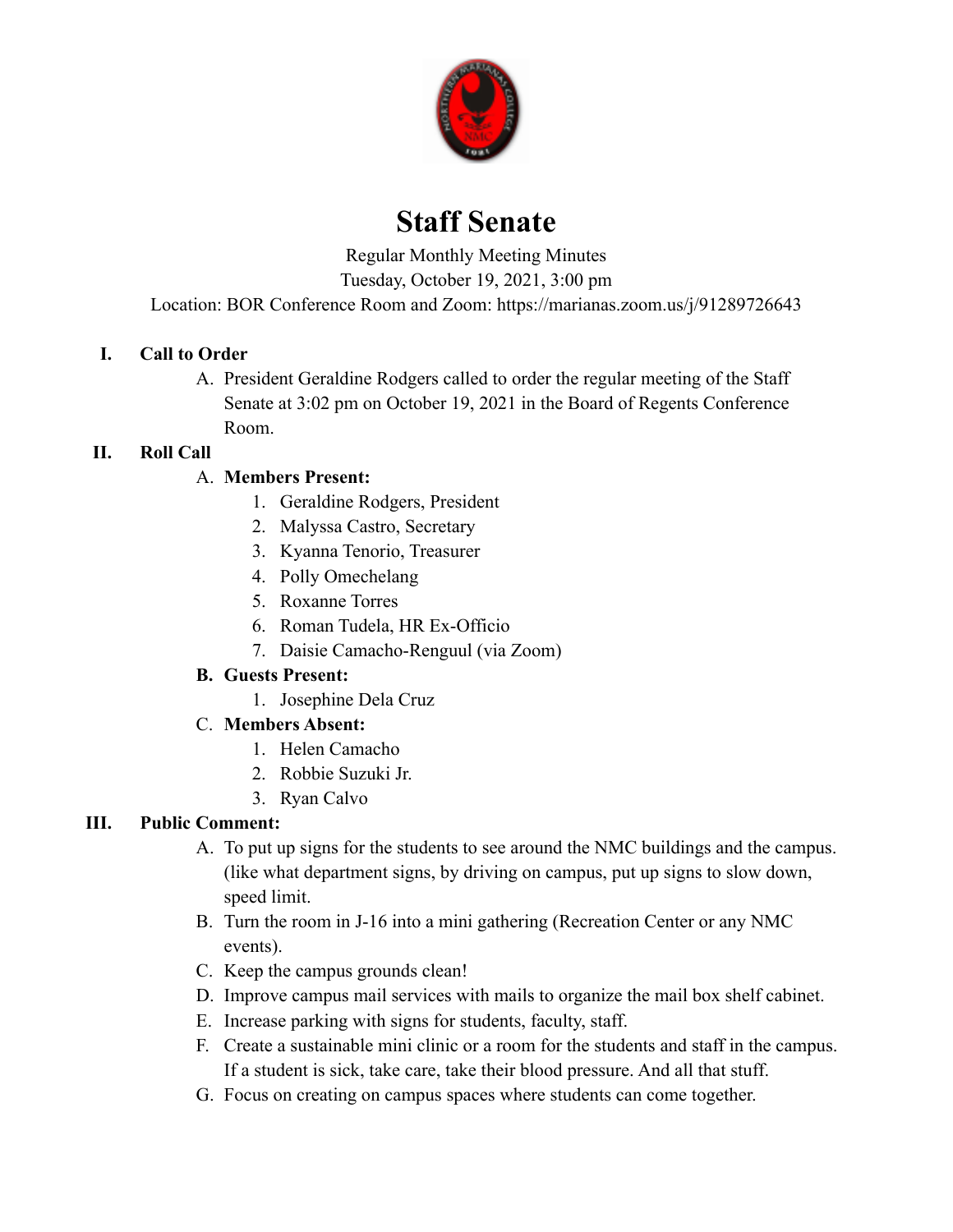# Staff Senate

Regular Monthly Meeting Minutes
Tuesday, October 19, 2021, 3:00 pm
Location: BOR Conference Room and Zoom: https://marianas.zoom.us/j/91289726643

## I. Call to Order

A. President Geraldine Rodgers called to order the regular meeting of the Staff Senate at 3:02 pm on October 19, 2021 in the Board of Regents Conference Room.

## II. Roll Call

A. **Members Present:**
1. Geraldine Rodgers, President
2. Malyssa Castro, Secretary
3. Kyanna Tenorio, Treasurer
4. Polly Omechelang
5. Roxanne Torres
6. Roman Tudela, HR Ex-Officio
7. Daisie Camacho-Renguul (via Zoom)

**B. Guests Present:**
1. Josephine Dela Cruz

C. **Members Absent:**
1. Helen Camacho
2. Robbie Suzuki Jr.
3. Ryan Calvo

## III. Public Comment:

A. To put up signs for the students to see around the NMC buildings and the campus. (like what department signs, by driving on campus, put up signs to slow down, speed limit.
B. Turn the room in J-16 into a mini gathering (Recreation Center or any NMC events).
C. Keep the campus grounds clean!
D. Improve campus mail services with mails to organize the mail box shelf cabinet.
E. Increase parking with signs for students, faculty, staff.
F. Create a sustainable mini clinic or a room for the students and staff in the campus. If a student is sick, take care, take their blood pressure. And all that stuff.
G. Focus on creating on campus spaces where students can come together.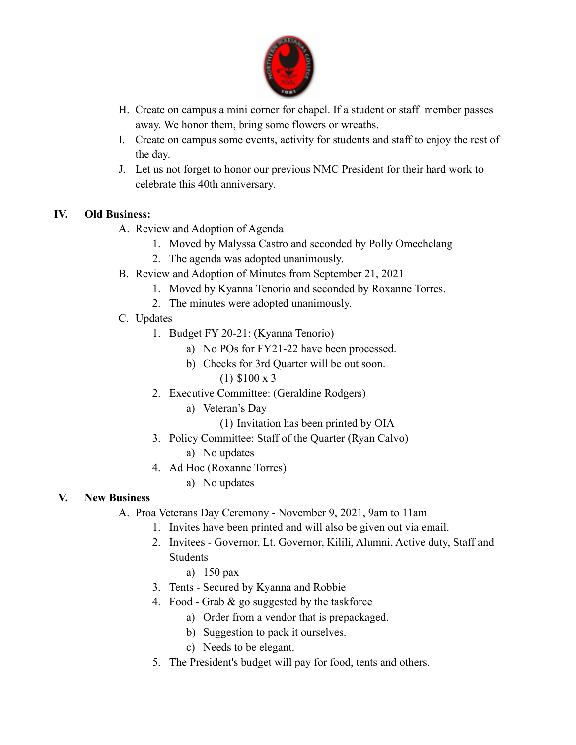H. Create on campus a mini corner for chapel. If a student or staff member passes away. We honor them, bring some flowers or wreaths.
I. Create on campus some events, activity for students and staff to enjoy the rest of the day.
J. Let us not forget to honor our previous NMC President for their hard work to celebrate this 40th anniversary.

## IV. Old Business:

A. Review and Adoption of Agenda
   1. Moved by Malyssa Castro and seconded by Polly Omechelang
   2. The agenda was adopted unanimously.
B. Review and Adoption of Minutes from September 21, 2021
   1. Moved by Kyanna Tenorio and seconded by Roxanne Torres.
   2. The minutes were adopted unanimously.
C. Updates
   1. Budget FY 20-21: (Kyanna Tenorio)
      a) No POs for FY21-22 have been processed.
      b) Checks for 3rd Quarter will be out soon.
         (1) $100 x 3
   2. Executive Committee: (Geraldine Rodgers)
      a) Veteran's Day
         (1) Invitation has been printed by OIA
   3. Policy Committee: Staff of the Quarter (Ryan Calvo)
      a) No updates
   4. Ad Hoc (Roxanne Torres)
      a) No updates

## V. New Business

A. Proa Veterans Day Ceremony - November 9, 2021, 9am to 11am
   1. Invites have been printed and will also be given out via email.
   2. Invitees - Governor, Lt. Governor, Kilili, Alumni, Active duty, Staff and Students
      a) 150 pax
   3. Tents - Secured by Kyanna and Robbie
   4. Food - Grab & go suggested by the taskforce
      a) Order from a vendor that is prepackaged.
      b) Suggestion to pack it ourselves.
      c) Needs to be elegant.
   5. The President's budget will pay for food, tents and others.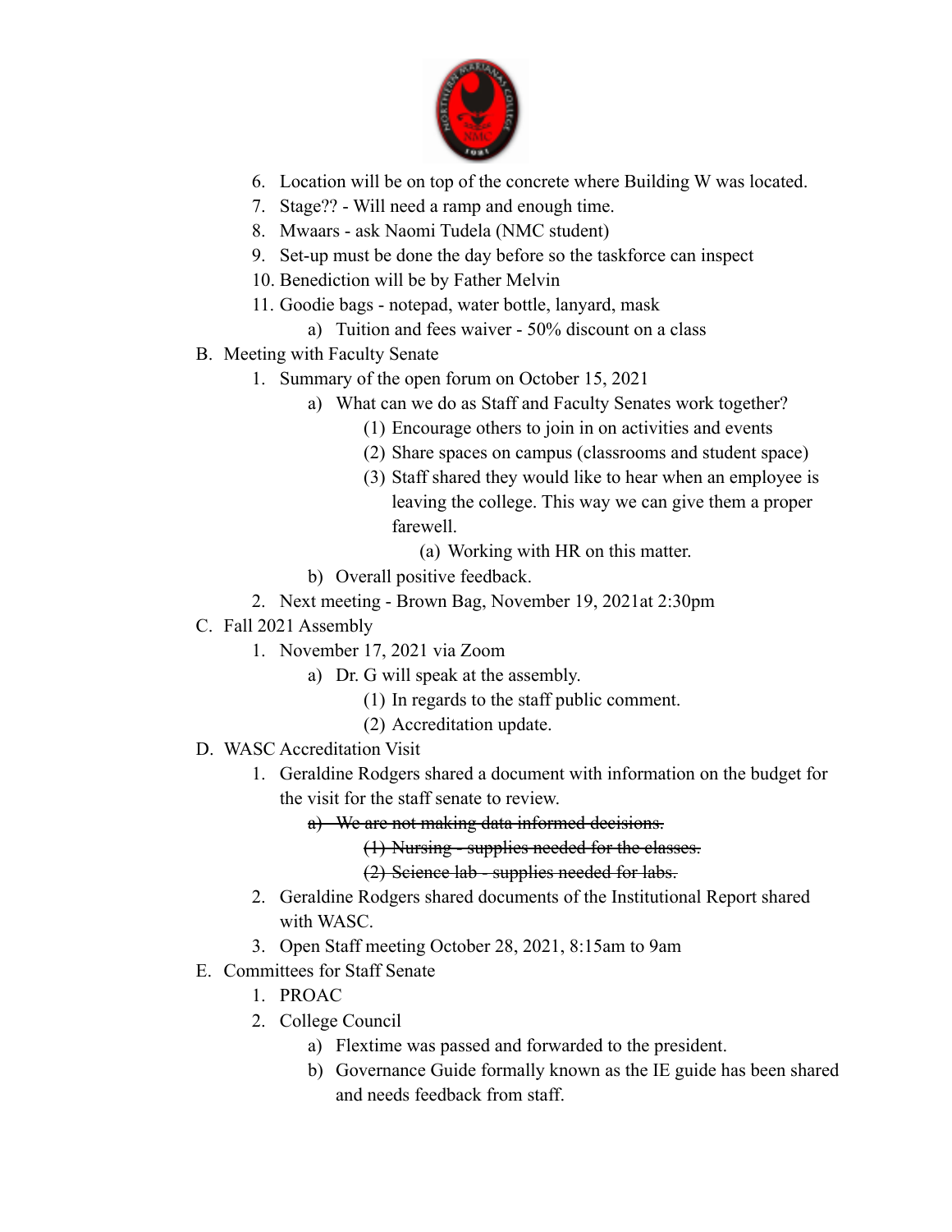6. Location will be on top of the concrete where Building W was located.
7. Stage?? - Will need a ramp and enough time.
8. Mwaars - ask Naomi Tudela (NMC student)
9. Set-up must be done the day before so the taskforce can inspect
10. Benediction will be by Father Melvin
11. Goodie bags - notepad, water bottle, lanyard, mask
    a) Tuition and fees waiver - 50% discount on a class

B. Meeting with Faculty Senate
   1. Summary of the open forum on October 15, 2021
      a) What can we do as Staff and Faculty Senates work together?
         (1) Encourage others to join in on activities and events
         (2) Share spaces on campus (classrooms and student space)
         (3) Staff shared they would like to hear when an employee is leaving the college. This way we can give them a proper farewell.
            (a) Working with HR on this matter.
      b) Overall positive feedback.
   2. Next meeting - Brown Bag, November 19, 2021at 2:30pm

C. Fall 2021 Assembly
   1. November 17, 2021 via Zoom
      a) Dr. G will speak at the assembly.
         (1) In regards to the staff public comment.
         (2) Accreditation update.

D. WASC Accreditation Visit
   1. Geraldine Rodgers shared a document with information on the budget for the visit for the staff senate to review.
      ~~a) We are not making data informed decisions.~~
         ~~(1) Nursing - supplies needed for the classes.~~
         ~~(2) Science lab - supplies needed for labs.~~
   2. Geraldine Rodgers shared documents of the Institutional Report shared with WASC.
   3. Open Staff meeting October 28, 2021, 8:15am to 9am

E. Committees for Staff Senate
   1. PROAC
   2. College Council
      a) Flextime was passed and forwarded to the president.
      b) Governance Guide formally known as the IE guide has been shared and needs feedback from staff.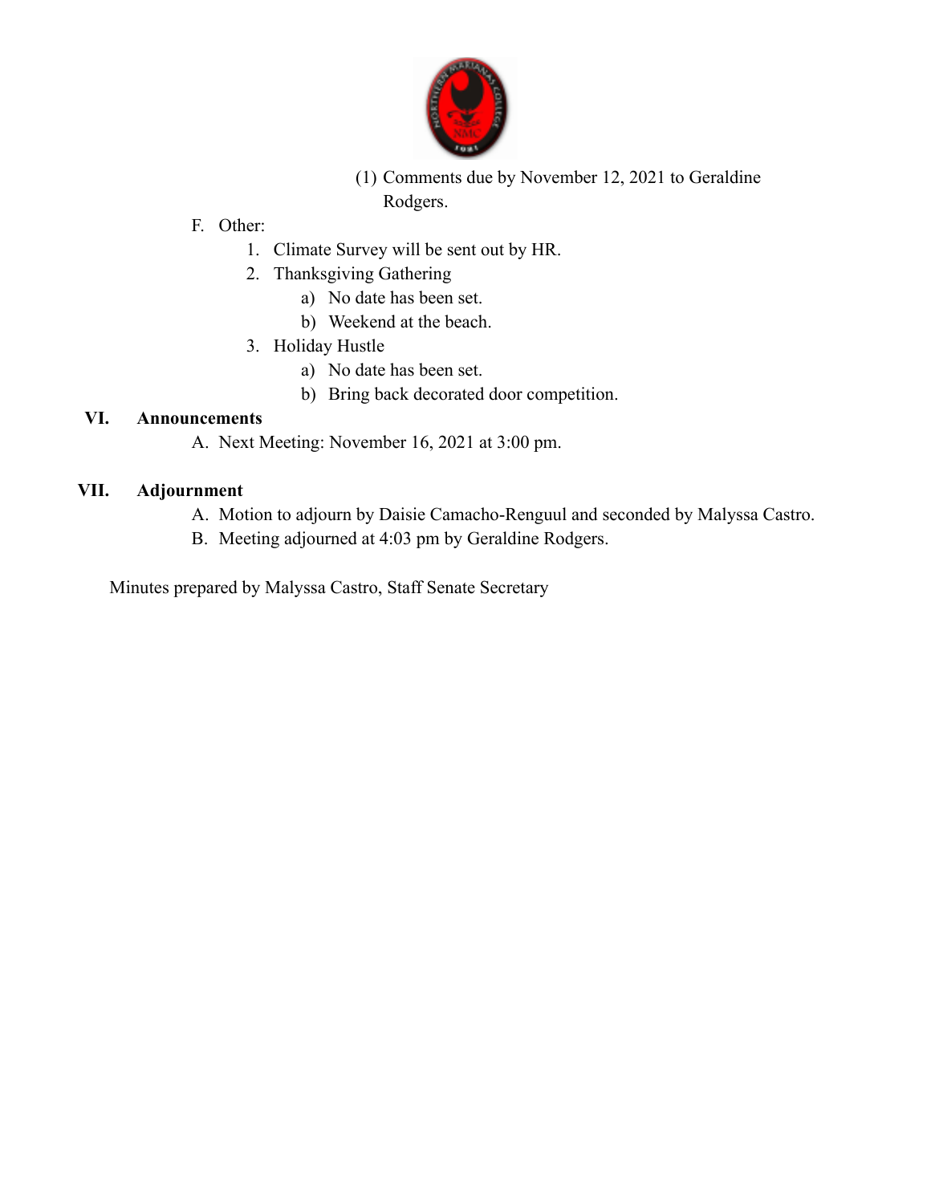(1) Comments due by November 12, 2021 to Geraldine Rodgers.

F. Other:
   1. Climate Survey will be sent out by HR.
   2. Thanksgiving Gathering
      a) No date has been set.
      b) Weekend at the beach.
   3. Holiday Hustle
      a) No date has been set.
      b) Bring back decorated door competition.

## VI. Announcements

A. Next Meeting: November 16, 2021 at 3:00 pm.

## VII. Adjournment

A. Motion to adjourn by Daisie Camacho-Renguul and seconded by Malyssa Castro.
B. Meeting adjourned at 4:03 pm by Geraldine Rodgers.

Minutes prepared by Malyssa Castro, Staff Senate Secretary